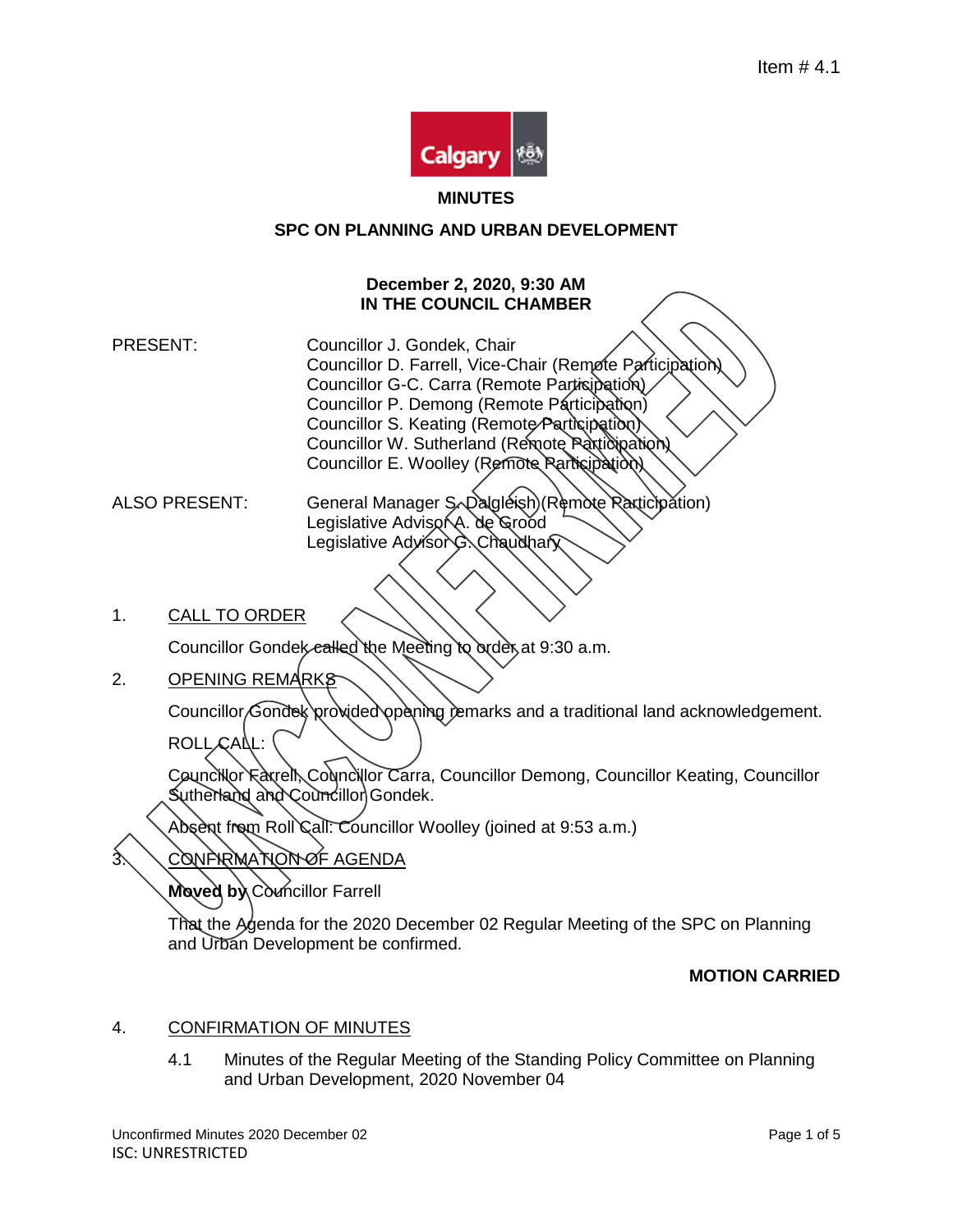Item # 4.1

# MINUTES

## SPC ON PLANNING AND URBAN DEVELOPMENT

**December 2, 2020, 9:30 AM**
**IN THE COUNCIL CHAMBER**

UNCONFIRMED

PRESENT:
- Councillor J. Gondek, Chair
- Councillor D. Farrell, Vice-Chair (Remote Participation)
- Councillor G-C. Carra (Remote Participation)
- Councillor P. Demong (Remote Participation)
- Councillor S. Keating (Remote Participation)
- Councillor W. Sutherland (Remote Participation)
- Councillor E. Woolley (Remote Participation)

ALSO PRESENT:
- General Manager S. Dalgleish (Remote Participation)
- Legislative Advisor A. de Grood
- Legislative Advisor G. Chaudhary

1. CALL TO ORDER

Councillor Gondek called the Meeting to order at 9:30 a.m.

2. OPENING REMARKS

Councillor Gondek provided opening remarks and a traditional land acknowledgement.

ROLL CALL:

Councillor Farrell, Councillor Carra, Councillor Demong, Councillor Keating, Councillor Sutherland and Councillor Gondek.

Absent from Roll Call: Councillor Woolley (joined at 9:53 a.m.)

3. CONFIRMATION OF AGENDA

**Moved by** Councillor Farrell

That the Agenda for the 2020 December 02 Regular Meeting of the SPC on Planning and Urban Development be confirmed.

**MOTION CARRIED**

4. CONFIRMATION OF MINUTES

4.1 Minutes of the Regular Meeting of the Standing Policy Committee on Planning and Urban Development, 2020 November 04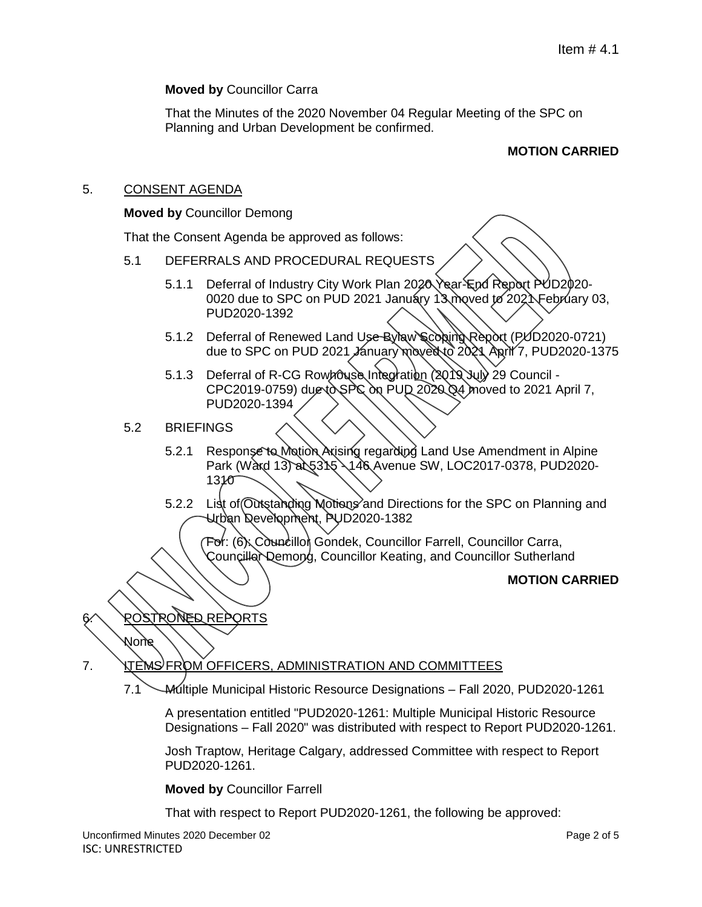Item # 4.1

**Moved by** Councillor Carra

That the Minutes of the 2020 November 04 Regular Meeting of the SPC on Planning and Urban Development be confirmed.

**MOTION CARRIED**

5. CONSENT AGENDA

**Moved by** Councillor Demong

That the Consent Agenda be approved as follows:

5.1 DEFERRALS AND PROCEDURAL REQUESTS

5.1.1 Deferral of Industry City Work Plan 2020 Year-End Report PUD2020-0020 due to SPC on PUD 2021 January 13 moved to 2021 February 03, PUD2020-1392

5.1.2 Deferral of Renewed Land Use Bylaw Scoping Report (PUD2020-0721) due to SPC on PUD 2021 January moved to 2021 April 7, PUD2020-1375

5.1.3 Deferral of R-CG Rowhouse Integration (2019 July 29 Council - CPC2019-0759) due to SPC on PUD 2020 Q4 moved to 2021 April 7, PUD2020-1394

5.2 BRIEFINGS

5.2.1 Response to Motion Arising regarding Land Use Amendment in Alpine Park (Ward 13) at 5315 - 146 Avenue SW, LOC2017-0378, PUD2020-1310

5.2.2 List of Outstanding Motions and Directions for the SPC on Planning and Urban Development, PUD2020-1382

For: (6): Councillor Gondek, Councillor Farrell, Councillor Carra, Councillor Demong, Councillor Keating, and Councillor Sutherland

**MOTION CARRIED**

6. POSTPONED REPORTS

None

7. ITEMS FROM OFFICERS, ADMINISTRATION AND COMMITTEES

7.1 Multiple Municipal Historic Resource Designations – Fall 2020, PUD2020-1261

A presentation entitled "PUD2020-1261: Multiple Municipal Historic Resource Designations – Fall 2020" was distributed with respect to Report PUD2020-1261.

Josh Traptow, Heritage Calgary, addressed Committee with respect to Report PUD2020-1261.

**Moved by** Councillor Farrell

That with respect to Report PUD2020-1261, the following be approved:

Unconfirmed Minutes 2020 December 02
ISC: UNRESTRICTED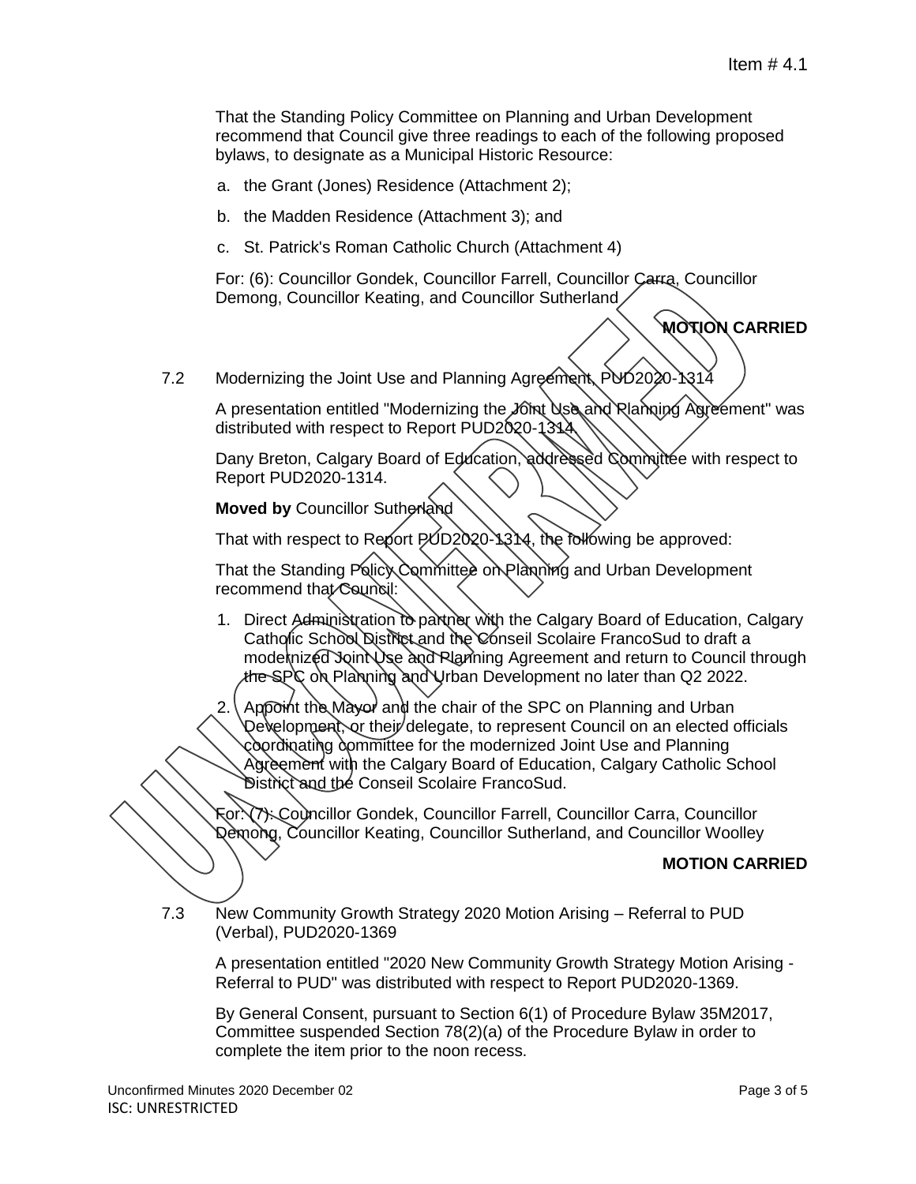That the Standing Policy Committee on Planning and Urban Development recommend that Council give three readings to each of the following proposed bylaws, to designate as a Municipal Historic Resource:

a. the Grant (Jones) Residence (Attachment 2);

b. the Madden Residence (Attachment 3); and

c. St. Patrick's Roman Catholic Church (Attachment 4)

For: (6): Councillor Gondek, Councillor Farrell, Councillor Carra, Councillor Demong, Councillor Keating, and Councillor Sutherland

**MOTION CARRIED**

7.2 Modernizing the Joint Use and Planning Agreement, PUD2020-1314

A presentation entitled "Modernizing the Joint Use and Planning Agreement" was distributed with respect to Report PUD2020-1314.

Dany Breton, Calgary Board of Education, addressed Committee with respect to Report PUD2020-1314.

**Moved by** Councillor Sutherland

That with respect to Report PUD2020-1314, the following be approved:

That the Standing Policy Committee on Planning and Urban Development recommend that Council:

1. Direct Administration to partner with the Calgary Board of Education, Calgary Catholic School District and the Conseil Scolaire FrancoSud to draft a modernized Joint Use and Planning Agreement and return to Council through the SPC on Planning and Urban Development no later than Q2 2022.

2. Appoint the Mayor and the chair of the SPC on Planning and Urban Development, or their delegate, to represent Council on an elected officials coordinating committee for the modernized Joint Use and Planning Agreement with the Calgary Board of Education, Calgary Catholic School District and the Conseil Scolaire FrancoSud.

For: (7): Councillor Gondek, Councillor Farrell, Councillor Carra, Councillor Demong, Councillor Keating, Councillor Sutherland, and Councillor Woolley

**MOTION CARRIED**

7.3 New Community Growth Strategy 2020 Motion Arising – Referral to PUD (Verbal), PUD2020-1369

A presentation entitled "2020 New Community Growth Strategy Motion Arising - Referral to PUD" was distributed with respect to Report PUD2020-1369.

By General Consent, pursuant to Section 6(1) of Procedure Bylaw 35M2017, Committee suspended Section 78(2)(a) of the Procedure Bylaw in order to complete the item prior to the noon recess.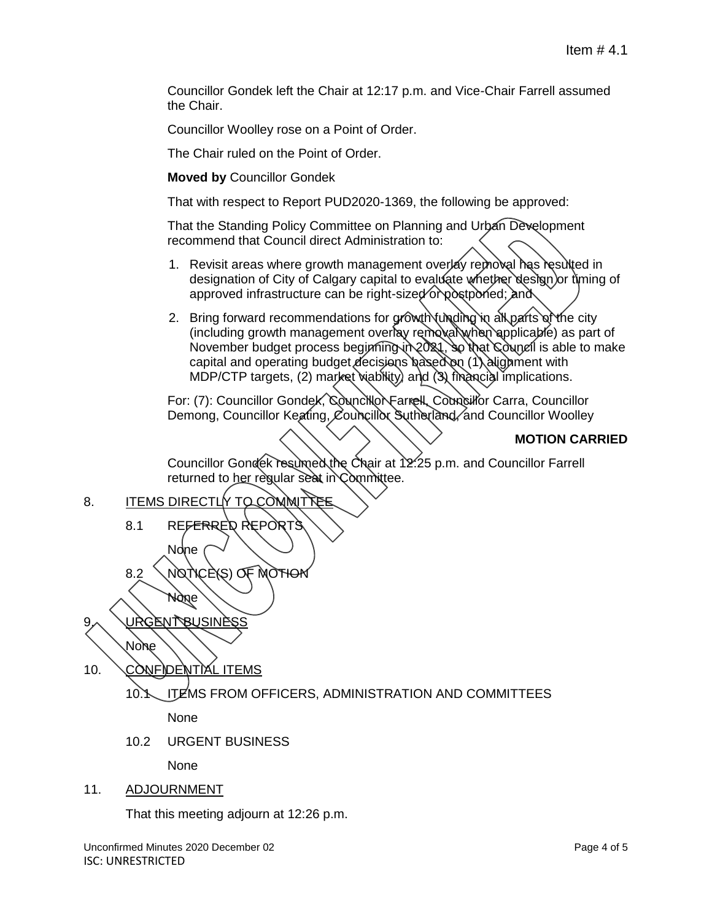Councillor Gondek left the Chair at 12:17 p.m. and Vice-Chair Farrell assumed the Chair.

Councillor Woolley rose on a Point of Order.

The Chair ruled on the Point of Order.

**Moved by** Councillor Gondek

That with respect to Report PUD2020-1369, the following be approved:

That the Standing Policy Committee on Planning and Urban Development recommend that Council direct Administration to:

1. Revisit areas where growth management overlay removal has resulted in designation of City of Calgary capital to evaluate whether design or timing of approved infrastructure can be right-sized or postponed; and
2. Bring forward recommendations for growth funding in all parts of the city (including growth management overlay removal when applicable) as part of November budget process beginning in 2021, so that Council is able to make capital and operating budget decisions based on (1) alignment with MDP/CTP targets, (2) market viability, and (3) financial implications.

For: (7): Councillor Gondek, Councillor Farrell, Councillor Carra, Councillor Demong, Councillor Keating, Councillor Sutherland, and Councillor Woolley

**MOTION CARRIED**

Councillor Gondek resumed the Chair at 12:25 p.m. and Councillor Farrell returned to her regular seat in Committee.

8. ITEMS DIRECTLY TO COMMITTEE

   8.1 REFERRED REPORTS

   None

   8.2 NOTICE(S) OF MOTION

   None

9. URGENT BUSINESS

   None

10. CONFIDENTIAL ITEMS

    10.1 ITEMS FROM OFFICERS, ADMINISTRATION AND COMMITTEES

    None

    10.2 URGENT BUSINESS

    None

11. ADJOURNMENT

    That this meeting adjourn at 12:26 p.m.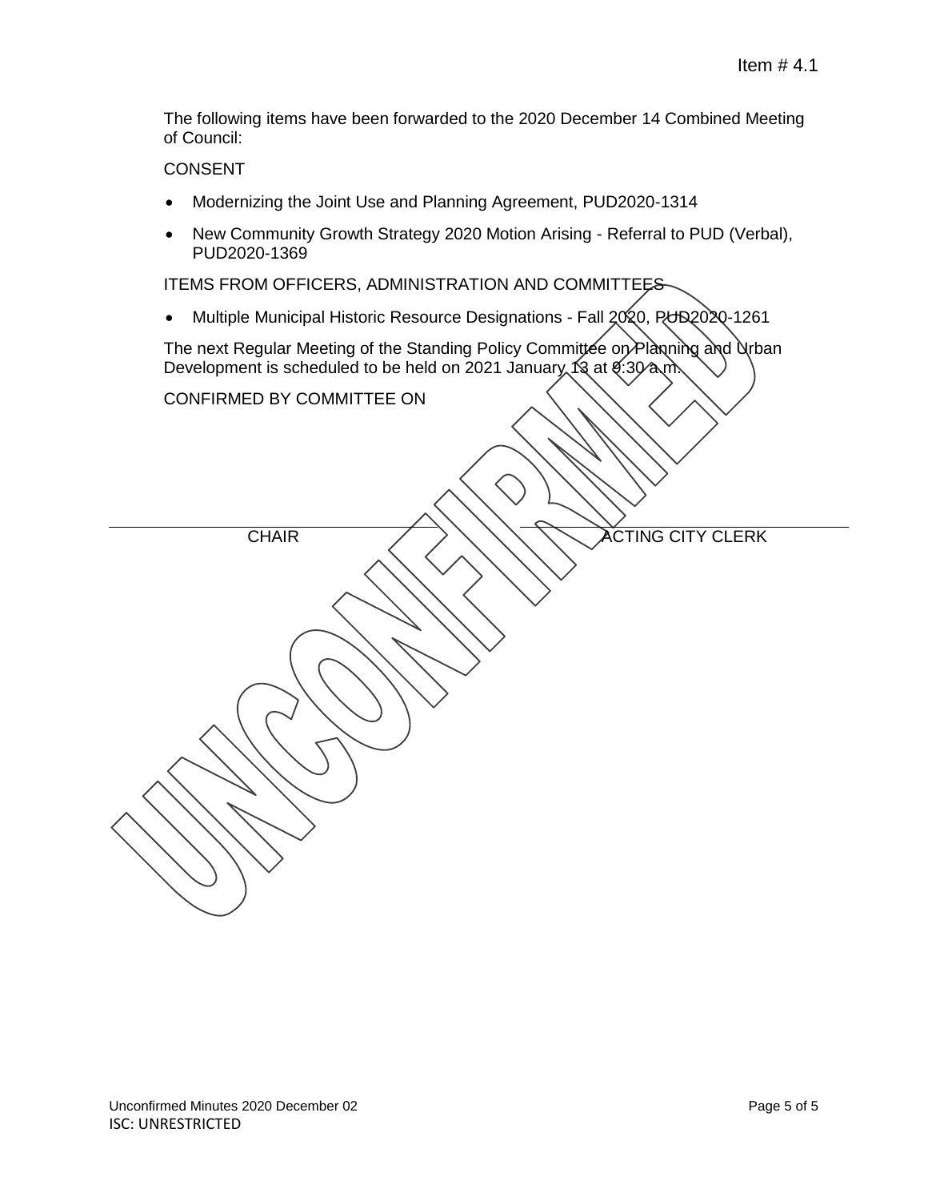The following items have been forwarded to the 2020 December 14 Combined Meeting of Council:

CONSENT

- Modernizing the Joint Use and Planning Agreement, PUD2020-1314
- New Community Growth Strategy 2020 Motion Arising - Referral to PUD (Verbal), PUD2020-1369

ITEMS FROM OFFICERS, ADMINISTRATION AND COMMITTEES

- Multiple Municipal Historic Resource Designations - Fall 2020, PUD2020-1261

The next Regular Meeting of the Standing Policy Committee on Planning and Urban Development is scheduled to be held on 2021 January 13 at 9:30 a.m.

CONFIRMED BY COMMITTEE ON

| | |
|---|---|
| CHAIR | ACTING CITY CLERK |

UNCONFIRMED